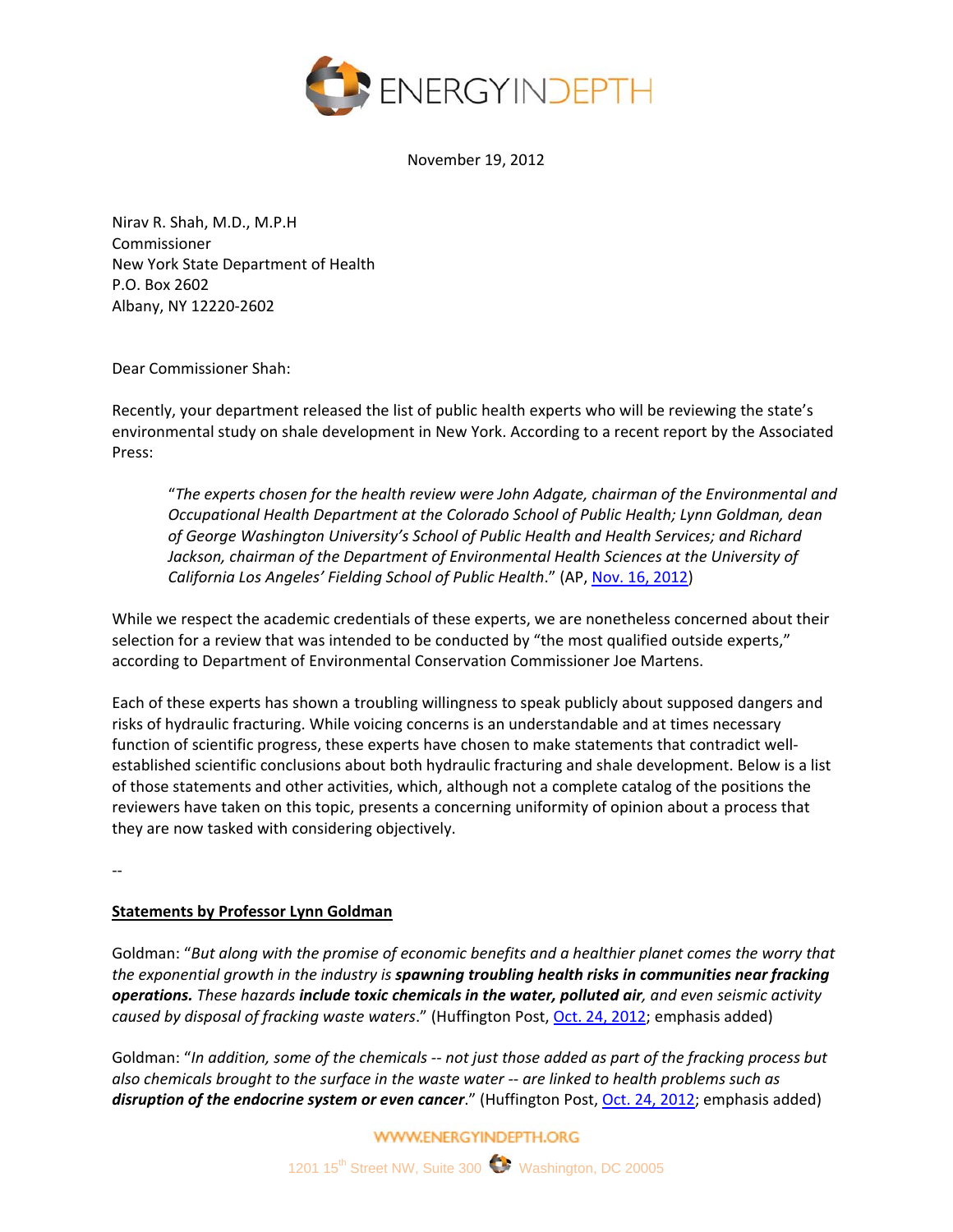ENERGYINDEPTH

November 19, 2012

Nirav R. Shah, M.D., M.P.H
Commissioner
New York State Department of Health
P.O. Box 2602
Albany, NY 12220-2602

Dear Commissioner Shah:

Recently, your department released the list of public health experts who will be reviewing the state's environmental study on shale development in New York. According to a recent report by the Associated Press:

> "*The experts chosen for the health review were John Adgate, chairman of the Environmental and Occupational Health Department at the Colorado School of Public Health; Lynn Goldman, dean of George Washington University's School of Public Health and Health Services; and Richard Jackson, chairman of the Department of Environmental Health Sciences at the University of California Los Angeles' Fielding School of Public Health*." (AP, Nov. 16, 2012)

While we respect the academic credentials of these experts, we are nonetheless concerned about their selection for a review that was intended to be conducted by "the most qualified outside experts," according to Department of Environmental Conservation Commissioner Joe Martens.

Each of these experts has shown a troubling willingness to speak publicly about supposed dangers and risks of hydraulic fracturing. While voicing concerns is an understandable and at times necessary function of scientific progress, these experts have chosen to make statements that contradict well-established scientific conclusions about both hydraulic fracturing and shale development. Below is a list of those statements and other activities, which, although not a complete catalog of the positions the reviewers have taken on this topic, presents a concerning uniformity of opinion about a process that they are now tasked with considering objectively.

--

**Statements by Professor Lynn Goldman**

Goldman: "*But along with the promise of economic benefits and a healthier planet comes the worry that the exponential growth in the industry is **spawning troubling health risks in communities near fracking operations.** These hazards **include toxic chemicals in the water, polluted air**, and even seismic activity caused by disposal of fracking waste waters*." (Huffington Post, Oct. 24, 2012; emphasis added)

Goldman: "*In addition, some of the chemicals -- not just those added as part of the fracking process but also chemicals brought to the surface in the waste water -- are linked to health problems such as **disruption of the endocrine system or even cancer***." (Huffington Post, Oct. 24, 2012; emphasis added)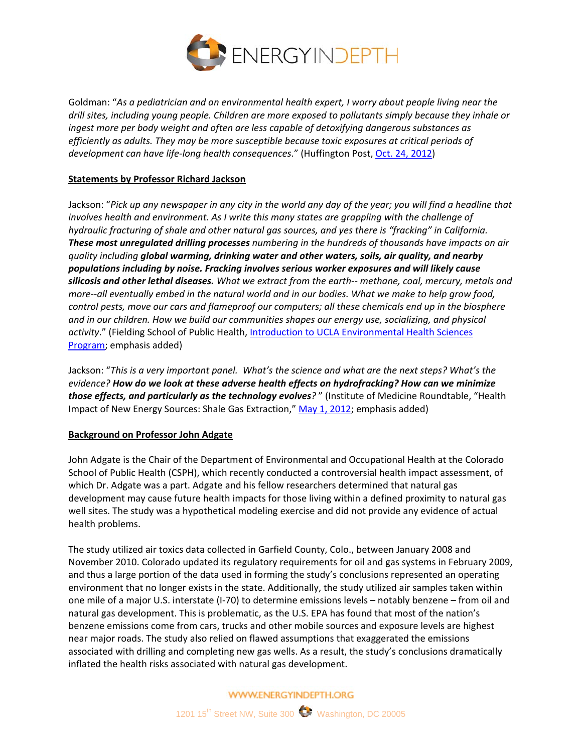Goldman: "*As a pediatrician and an environmental health expert, I worry about people living near the drill sites, including young people. Children are more exposed to pollutants simply because they inhale or ingest more per body weight and often are less capable of detoxifying dangerous substances as efficiently as adults. They may be more susceptible because toxic exposures at critical periods of development can have life-long health consequences*." (Huffington Post, Oct. 24, 2012)

**Statements by Professor Richard Jackson**

Jackson: "*Pick up any newspaper in any city in the world any day of the year; you will find a headline that involves health and environment. As I write this many states are grappling with the challenge of hydraulic fracturing of shale and other natural gas sources, and yes there is "fracking" in California.* ***These most unregulated drilling processes*** *numbering in the hundreds of thousands have impacts on air quality including* ***global warming, drinking water and other waters, soils, air quality, and nearby populations including by noise. Fracking involves serious worker exposures and will likely cause silicosis and other lethal diseases.*** *What we extract from the earth-- methane, coal, mercury, metals and more--all eventually embed in the natural world and in our bodies. What we make to help grow food, control pests, move our cars and flameproof our computers; all these chemicals end up in the biosphere and in our children. How we build our communities shapes our energy use, socializing, and physical activity*." (Fielding School of Public Health, Introduction to UCLA Environmental Health Sciences Program; emphasis added)

Jackson: "*This is a very important panel. What's the science and what are the next steps? What's the evidence?* ***How do we look at these adverse health effects on hydrofracking? How can we minimize those effects, and particularly as the technology evolves****?*" (Institute of Medicine Roundtable, "Health Impact of New Energy Sources: Shale Gas Extraction," May 1, 2012; emphasis added)

**Background on Professor John Adgate**

John Adgate is the Chair of the Department of Environmental and Occupational Health at the Colorado School of Public Health (CSPH), which recently conducted a controversial health impact assessment, of which Dr. Adgate was a part. Adgate and his fellow researchers determined that natural gas development may cause future health impacts for those living within a defined proximity to natural gas well sites. The study was a hypothetical modeling exercise and did not provide any evidence of actual health problems.

The study utilized air toxics data collected in Garfield County, Colo., between January 2008 and November 2010. Colorado updated its regulatory requirements for oil and gas systems in February 2009, and thus a large portion of the data used in forming the study's conclusions represented an operating environment that no longer exists in the state. Additionally, the study utilized air samples taken within one mile of a major U.S. interstate (I-70) to determine emissions levels – notably benzene – from oil and natural gas development. This is problematic, as the U.S. EPA has found that most of the nation's benzene emissions come from cars, trucks and other mobile sources and exposure levels are highest near major roads. The study also relied on flawed assumptions that exaggerated the emissions associated with drilling and completing new gas wells. As a result, the study's conclusions dramatically inflated the health risks associated with natural gas development.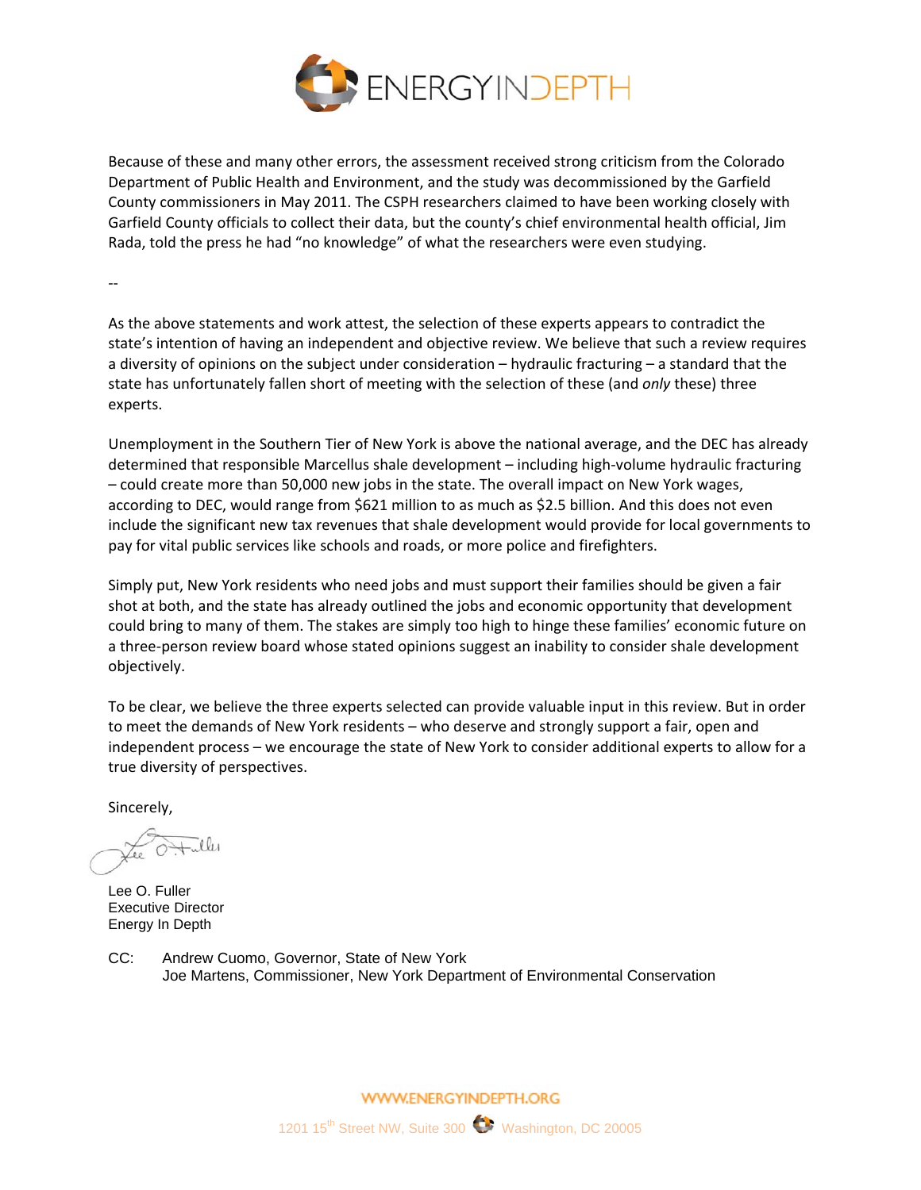Because of these and many other errors, the assessment received strong criticism from the Colorado Department of Public Health and Environment, and the study was decommissioned by the Garfield County commissioners in May 2011. The CSPH researchers claimed to have been working closely with Garfield County officials to collect their data, but the county's chief environmental health official, Jim Rada, told the press he had "no knowledge" of what the researchers were even studying.

--

As the above statements and work attest, the selection of these experts appears to contradict the state's intention of having an independent and objective review. We believe that such a review requires a diversity of opinions on the subject under consideration – hydraulic fracturing – a standard that the state has unfortunately fallen short of meeting with the selection of these (and *only* these) three experts.

Unemployment in the Southern Tier of New York is above the national average, and the DEC has already determined that responsible Marcellus shale development – including high-volume hydraulic fracturing – could create more than 50,000 new jobs in the state. The overall impact on New York wages, according to DEC, would range from $621 million to as much as $2.5 billion. And this does not even include the significant new tax revenues that shale development would provide for local governments to pay for vital public services like schools and roads, or more police and firefighters.

Simply put, New York residents who need jobs and must support their families should be given a fair shot at both, and the state has already outlined the jobs and economic opportunity that development could bring to many of them. The stakes are simply too high to hinge these families' economic future on a three-person review board whose stated opinions suggest an inability to consider shale development objectively.

To be clear, we believe the three experts selected can provide valuable input in this review. But in order to meet the demands of New York residents – who deserve and strongly support a fair, open and independent process – we encourage the state of New York to consider additional experts to allow for a true diversity of perspectives.

Sincerely,

Lee O. Fuller
Executive Director
Energy In Depth

CC: Andrew Cuomo, Governor, State of New York
Joe Martens, Commissioner, New York Department of Environmental Conservation